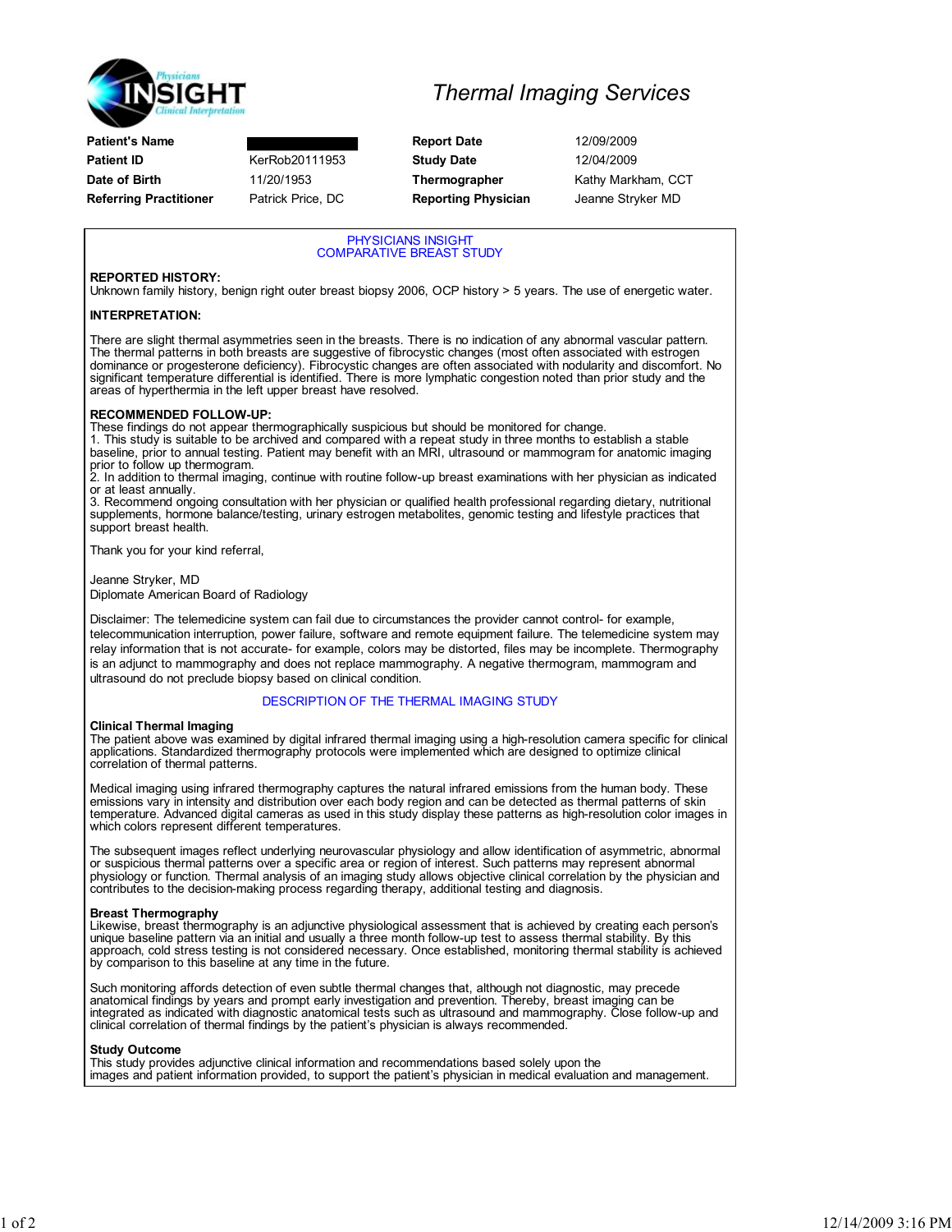# Thermal Imaging Services

| | | | |
|---|---|---|---|
| **Patient's Name** | | **Report Date** | 12/09/2009 |
| **Patient ID** | KerRob20111953 | **Study Date** | 12/04/2009 |
| **Date of Birth** | 11/20/1953 | **Thermographer** | Kathy Markham, CCT |
| **Referring Practitioner** | Patrick Price, DC | **Reporting Physician** | Jeanne Stryker MD |

## PHYSICIANS INSIGHT
## COMPARATIVE BREAST STUDY

**REPORTED HISTORY:**
Unknown family history, benign right outer breast biopsy 2006, OCP history > 5 years. The use of energetic water.

**INTERPRETATION:**

There are slight thermal asymmetries seen in the breasts. There is no indication of any abnormal vascular pattern. The thermal patterns in both breasts are suggestive of fibrocystic changes (most often associated with estrogen dominance or progesterone deficiency). Fibrocystic changes are often associated with nodularity and discomfort. No significant temperature differential is identified. There is more lymphatic congestion noted than prior study and the areas of hyperthermia in the left upper breast have resolved.

**RECOMMENDED FOLLOW-UP:**
These findings do not appear thermographically suspicious but should be monitored for change.
1. This study is suitable to be archived and compared with a repeat study in three months to establish a stable baseline, prior to annual testing. Patient may benefit with an MRI, ultrasound or mammogram for anatomic imaging prior to follow up thermogram.
2. In addition to thermal imaging, continue with routine follow-up breast examinations with her physician as indicated or at least annually.
3. Recommend ongoing consultation with her physician or qualified health professional regarding dietary, nutritional supplements, hormone balance/testing, urinary estrogen metabolites, genomic testing and lifestyle practices that support breast health.

Thank you for your kind referral,

Jeanne Stryker, MD
Diplomate American Board of Radiology

Disclaimer: The telemedicine system can fail due to circumstances the provider cannot control- for example, telecommunication interruption, power failure, software and remote equipment failure. The telemedicine system may relay information that is not accurate- for example, colors may be distorted, files may be incomplete. Thermography is an adjunct to mammography and does not replace mammography. A negative thermogram, mammogram and ultrasound do not preclude biopsy based on clinical condition.

## DESCRIPTION OF THE THERMAL IMAGING STUDY

**Clinical Thermal Imaging**
The patient above was examined by digital infrared thermal imaging using a high-resolution camera specific for clinical applications. Standardized thermography protocols were implemented which are designed to optimize clinical correlation of thermal patterns.

Medical imaging using infrared thermography captures the natural infrared emissions from the human body. These emissions vary in intensity and distribution over each body region and can be detected as thermal patterns of skin temperature. Advanced digital cameras as used in this study display these patterns as high-resolution color images in which colors represent different temperatures.

The subsequent images reflect underlying neurovascular physiology and allow identification of asymmetric, abnormal or suspicious thermal patterns over a specific area or region of interest. Such patterns may represent abnormal physiology or function. Thermal analysis of an imaging study allows objective clinical correlation by the physician and contributes to the decision-making process regarding therapy, additional testing and diagnosis.

**Breast Thermography**
Likewise, breast thermography is an adjunctive physiological assessment that is achieved by creating each person's unique baseline pattern via an initial and usually a three month follow-up test to assess thermal stability. By this approach, cold stress testing is not considered necessary. Once established, monitoring thermal stability is achieved by comparison to this baseline at any time in the future.

Such monitoring affords detection of even subtle thermal changes that, although not diagnostic, may precede anatomical findings by years and prompt early investigation and prevention. Thereby, breast imaging can be integrated as indicated with diagnostic anatomical tests such as ultrasound and mammography. Close follow-up and clinical correlation of thermal findings by the patient's physician is always recommended.

**Study Outcome**
This study provides adjunctive clinical information and recommendations based solely upon the images and patient information provided, to support the patient's physician in medical evaluation and management.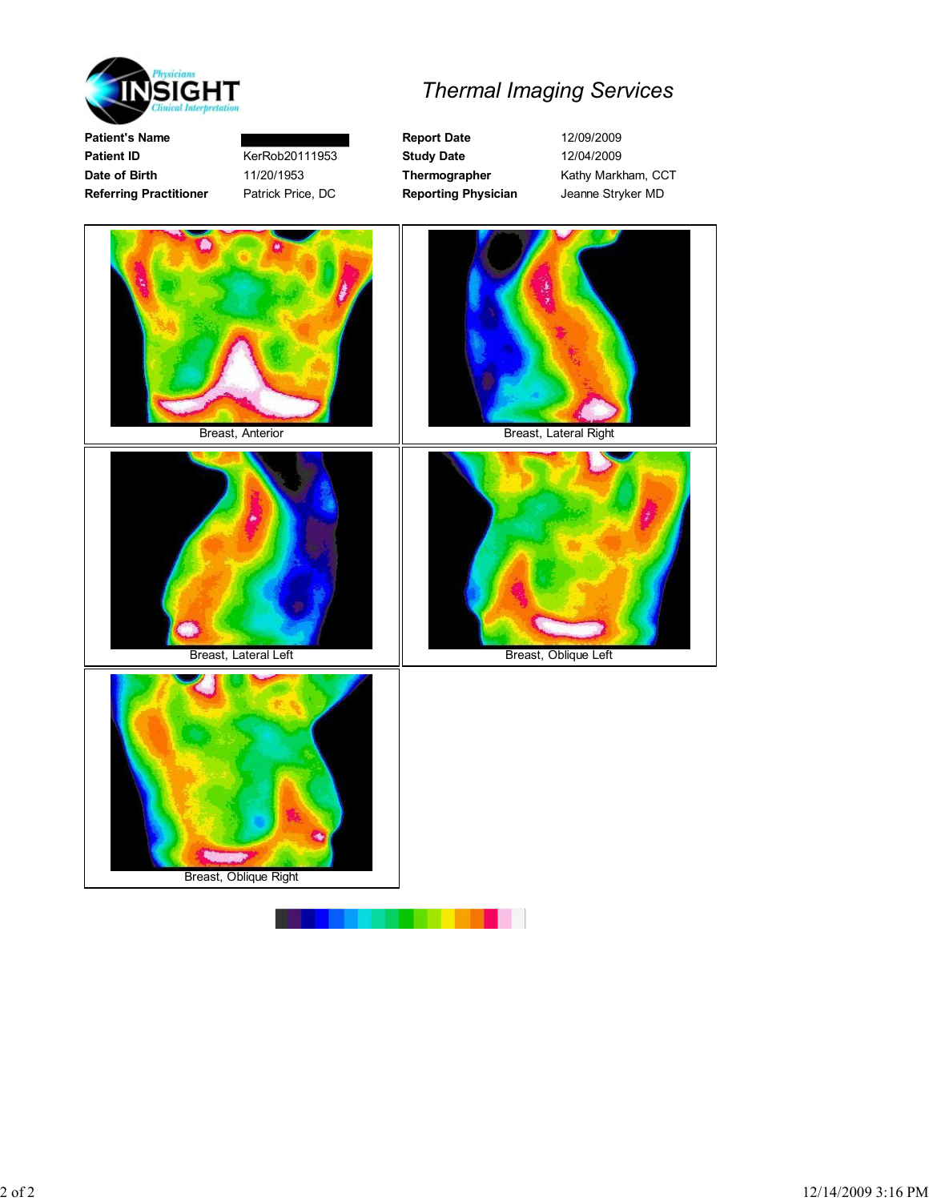Physicians INSIGHT Clinical Interpretation

## *Thermal Imaging Services*

| | | | |
|---|---|---|---|
| **Patient's Name** | | **Report Date** | 12/09/2009 |
| **Patient ID** | KerRob20111953 | **Study Date** | 12/04/2009 |
| **Date of Birth** | 11/20/1953 | **Thermographer** | Kathy Markham, CCT |
| **Referring Practitioner** | Patrick Price, DC | **Reporting Physician** | Jeanne Stryker MD |

Breast, Anterior

Breast, Lateral Right

Breast, Lateral Left

Breast, Oblique Left

Breast, Oblique Right

12/14/2009 3:16 PM